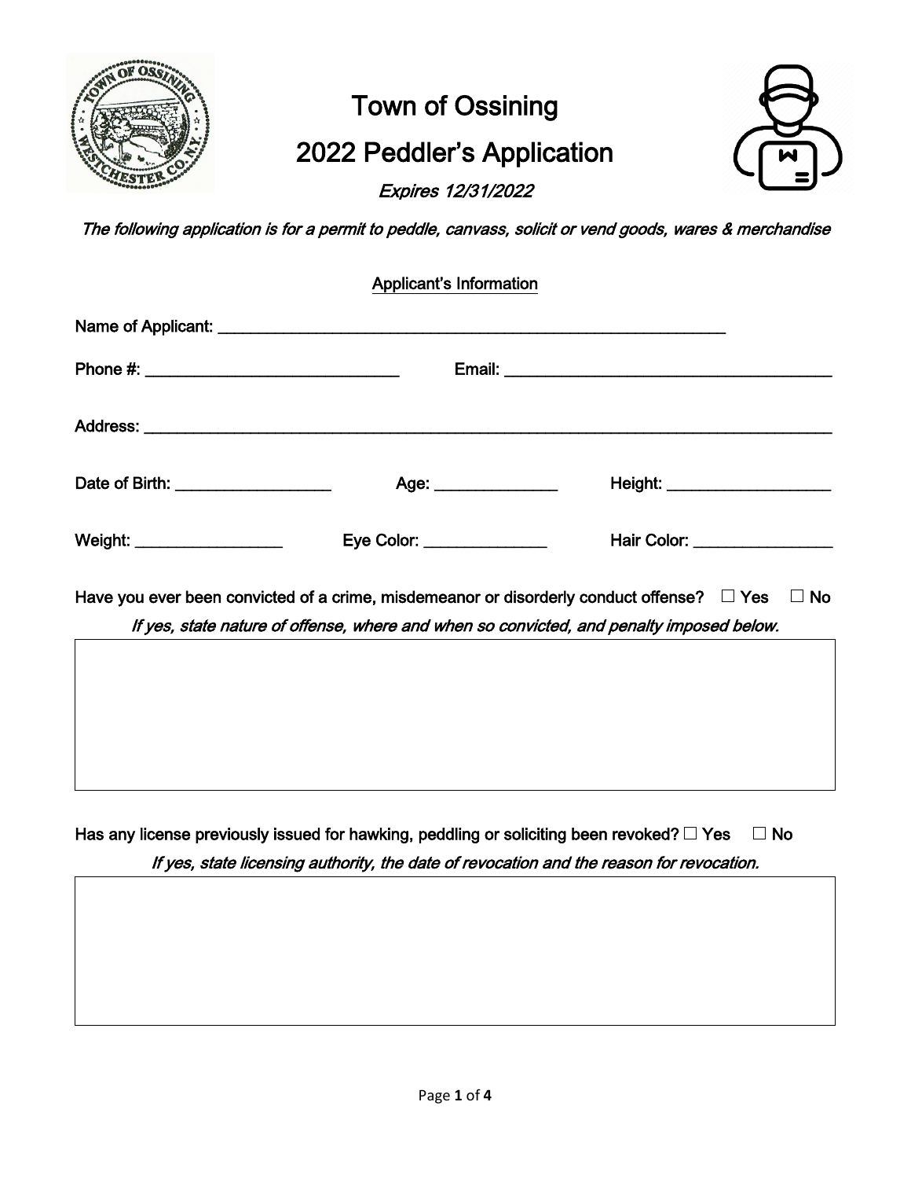# Town of Ossining

## 2022 Peddler's Application

*Expires 12/31/2022*

*The following application is for a permit to peddle, canvass, solicit or vend goods, wares & merchandise*

### Applicant's Information

Name of Applicant: ___________________________________________________________

Phone #: ____________________________ Email: ____________________________________

Address: ______________________________________________________________________________

Date of Birth: _________________ Age: ______________ Height: ___________________

Weight: _________________ Eye Color: ______________ Hair Color: ________________

Have you ever been convicted of a crime, misdemeanor or disorderly conduct offense? ☐ Yes ☐ No

*If yes, state nature of offense, where and when so convicted, and penalty imposed below.*

| |
|---|
| |

Has any license previously issued for hawking, peddling or soliciting been revoked? ☐ Yes ☐ No

*If yes, state licensing authority, the date of revocation and the reason for revocation.*

| |
|---|
| |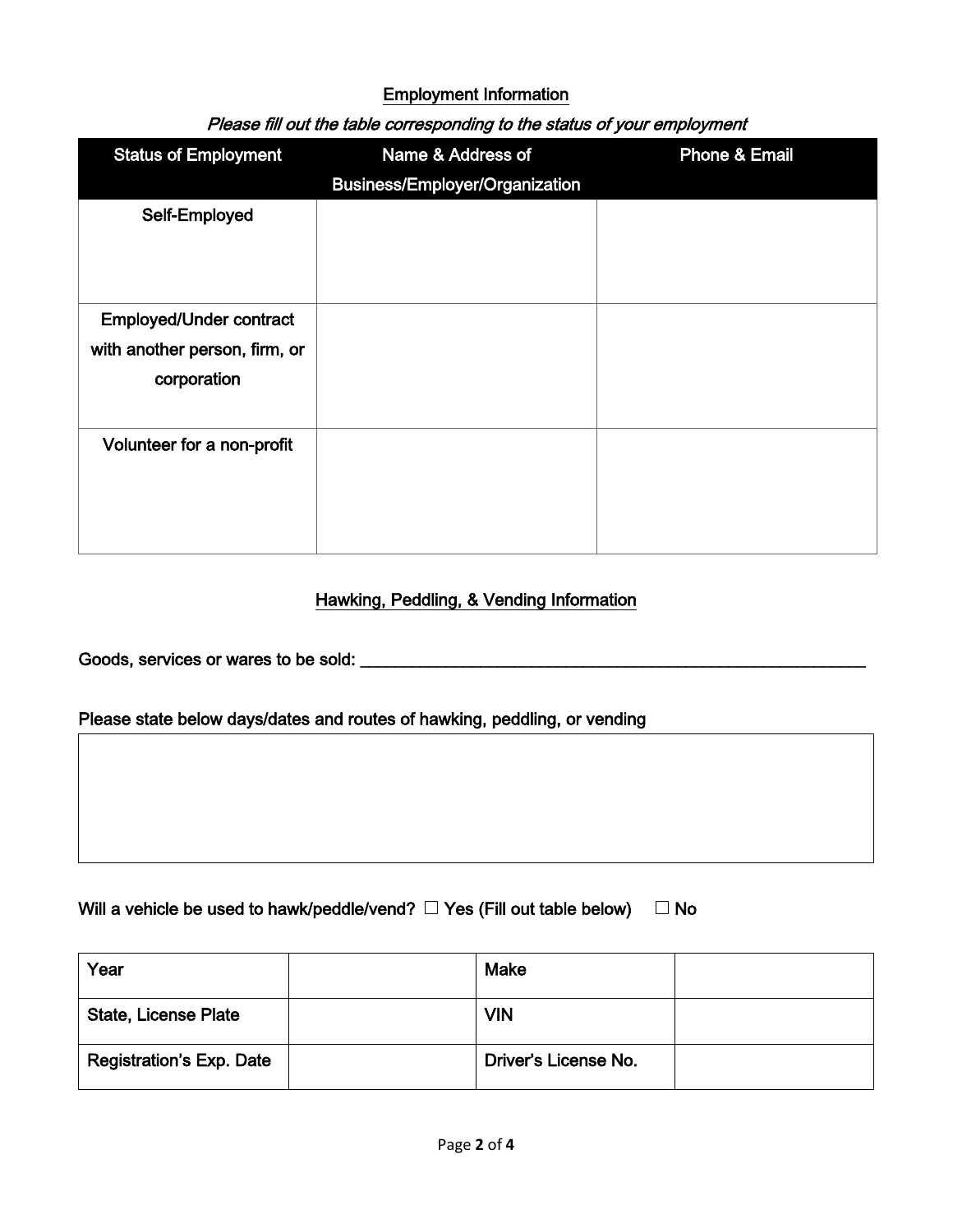## Employment Information

*Please fill out the table corresponding to the status of your employment*

| Status of Employment | Name & Address of Business/Employer/Organization | Phone & Email |
|---|---|---|
| Self-Employed | | |
| Employed/Under contract with another person, firm, or corporation | | |
| Volunteer for a non-profit | | |

## Hawking, Peddling, & Vending Information

Goods, services or wares to be sold: ___________________________________________________________

Please state below days/dates and routes of hawking, peddling, or vending

| |
|---|
| |

Will a vehicle be used to hawk/peddle/vend? ☐ Yes (Fill out table below) ☐ No

| Year | | Make | |
|---|---|---|---|
| State, License Plate | | VIN | |
| Registration's Exp. Date | | Driver's License No. | |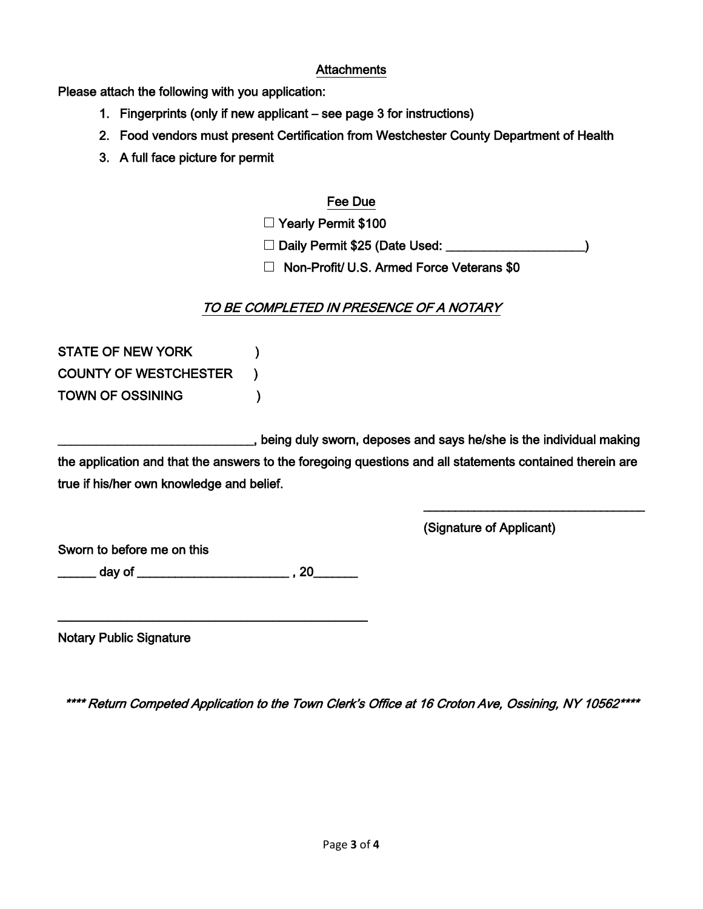## Attachments

Please attach the following with you application:

1. Fingerprints (only if new applicant – see page 3 for instructions)
2. Food vendors must present Certification from Westchester County Department of Health
3. A full face picture for permit

## Fee Due

☐ Yearly Permit $100

☐ Daily Permit $25 (Date Used: ____________________)

☐ Non-Profit/ U.S. Armed Force Veterans $0

*TO BE COMPLETED IN PRESENCE OF A NOTARY*

STATE OF NEW YORK )
COUNTY OF WESTCHESTER )
TOWN OF OSSINING )

_____________________________, being duly sworn, deposes and says he/she is the individual making the application and that the answers to the foregoing questions and all statements contained therein are true if his/her own knowledge and belief.

_________________________________
(Signature of Applicant)

Sworn to before me on this

______ day of ______________________ , 20_______

_______________________________________________
Notary Public Signature

***\*\*\*\* Return Competed Application to the Town Clerk's Office at 16 Croton Ave, Ossining, NY 10562\*\*\*\****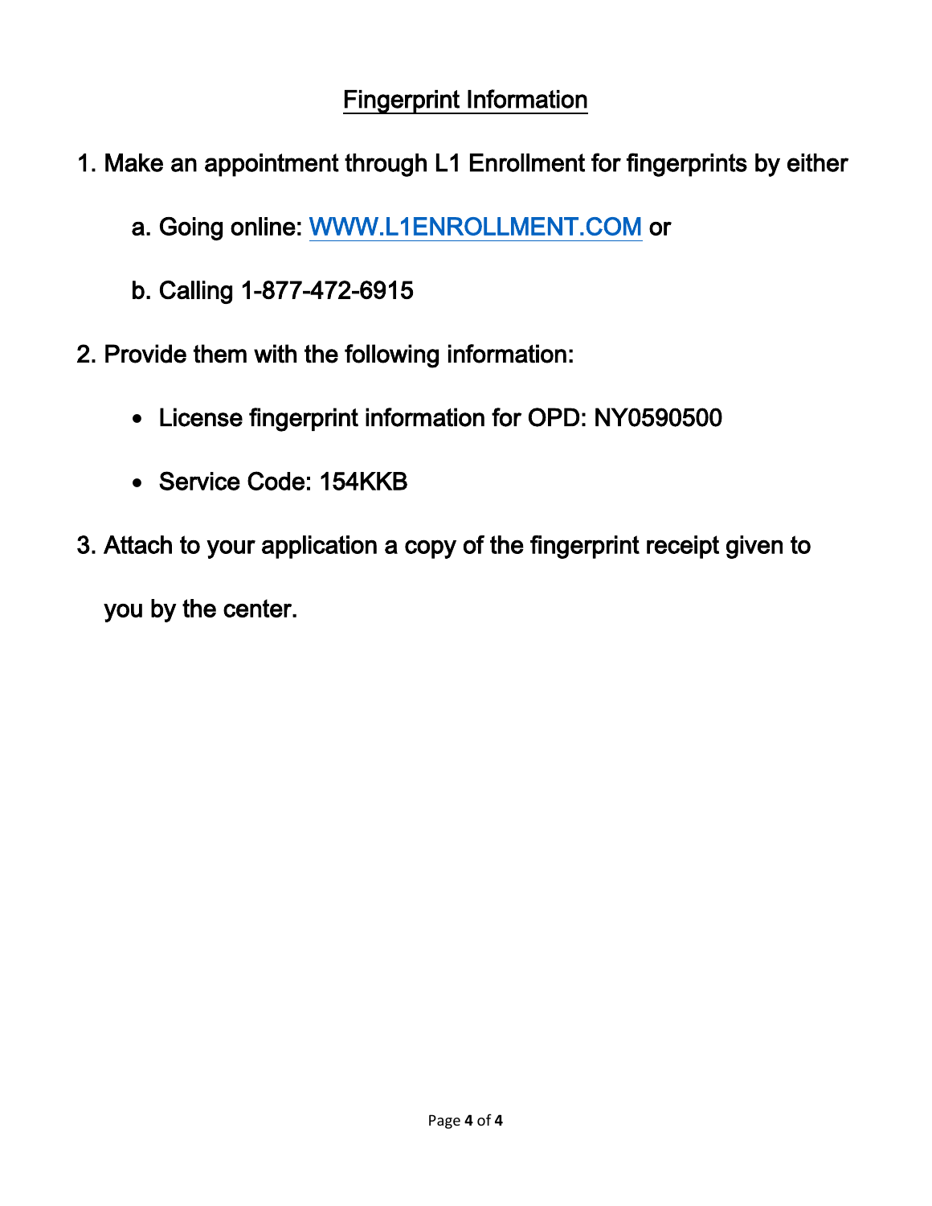## Fingerprint Information

1. Make an appointment through L1 Enrollment for fingerprints by either
   a. Going online: WWW.L1ENROLLMENT.COM or
   b. Calling 1-877-472-6915
2. Provide them with the following information:
   - License fingerprint information for OPD: NY0590500
   - Service Code: 154KKB
3. Attach to your application a copy of the fingerprint receipt given to you by the center.